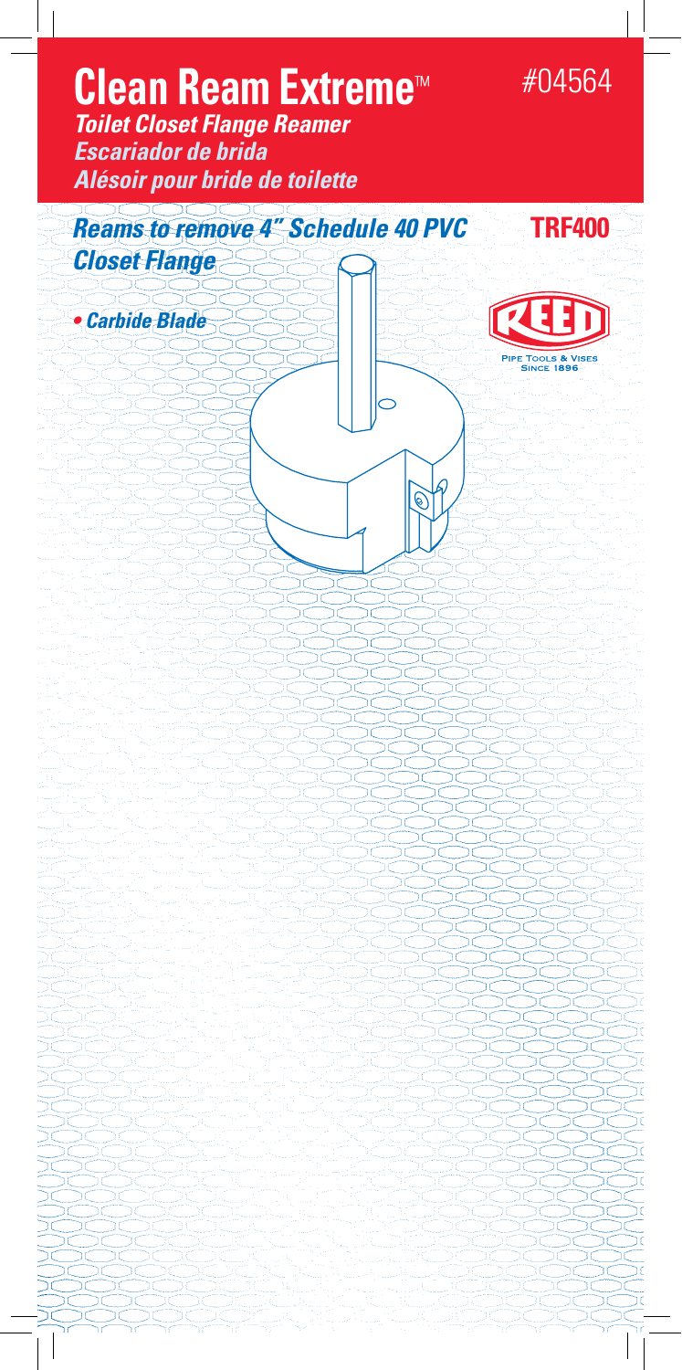# Clean Ream Extreme™

#04564

***Toilet Closet Flange Reamer***
***Escariador de brida***
***Alésoir pour bride de toilette***

## *Reams to remove 4" Schedule 40 PVC Closet Flange*

**TRF400**

REED
PIPE TOOLS & VISES
SINCE 1896

- ***Carbide Blade***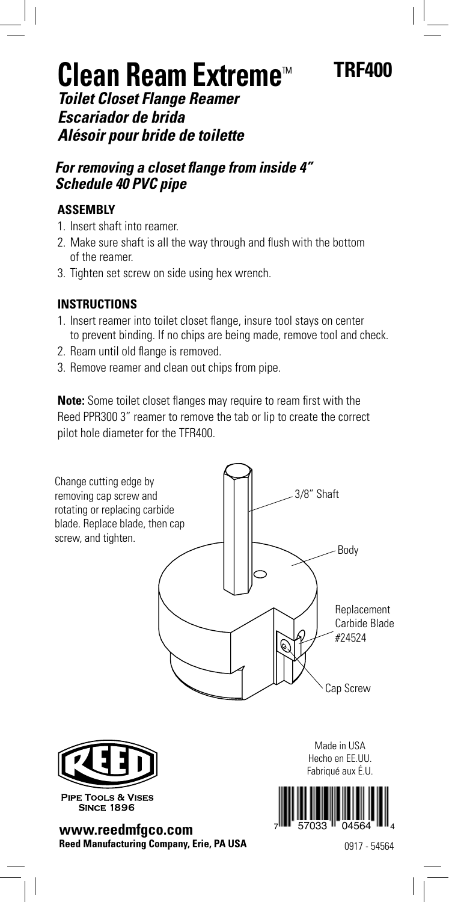# Clean Ream Extreme™

**TRF400**

***Toilet Closet Flange Reamer***
***Escariador de brida***
***Alésoir pour bride de toilette***

## *For removing a closet flange from inside 4" Schedule 40 PVC pipe*

### ASSEMBLY

1. Insert shaft into reamer.
2. Make sure shaft is all the way through and flush with the bottom of the reamer.
3. Tighten set screw on side using hex wrench.

### INSTRUCTIONS

1. Insert reamer into toilet closet flange, insure tool stays on center to prevent binding. If no chips are being made, remove tool and check.
2. Ream until old flange is removed.
3. Remove reamer and clean out chips from pipe.

**Note:** Some toilet closet flanges may require to ream first with the Reed PPR300 3" reamer to remove the tab or lip to create the correct pilot hole diameter for the TFR400.

Change cutting edge by removing cap screw and rotating or replacing carbide blade. Replace blade, then cap screw, and tighten.

3/8" Shaft

Body

Replacement Carbide Blade #24524

Cap Screw

PIPE TOOLS & VISES
SINCE 1896

**www.reedmfgco.com**
**Reed Manufacturing Company, Erie, PA USA**

Made in USA
Hecho en EE.UU.
Fabriqué aux É.U.

7 57033 04564 4

0917 - 54564